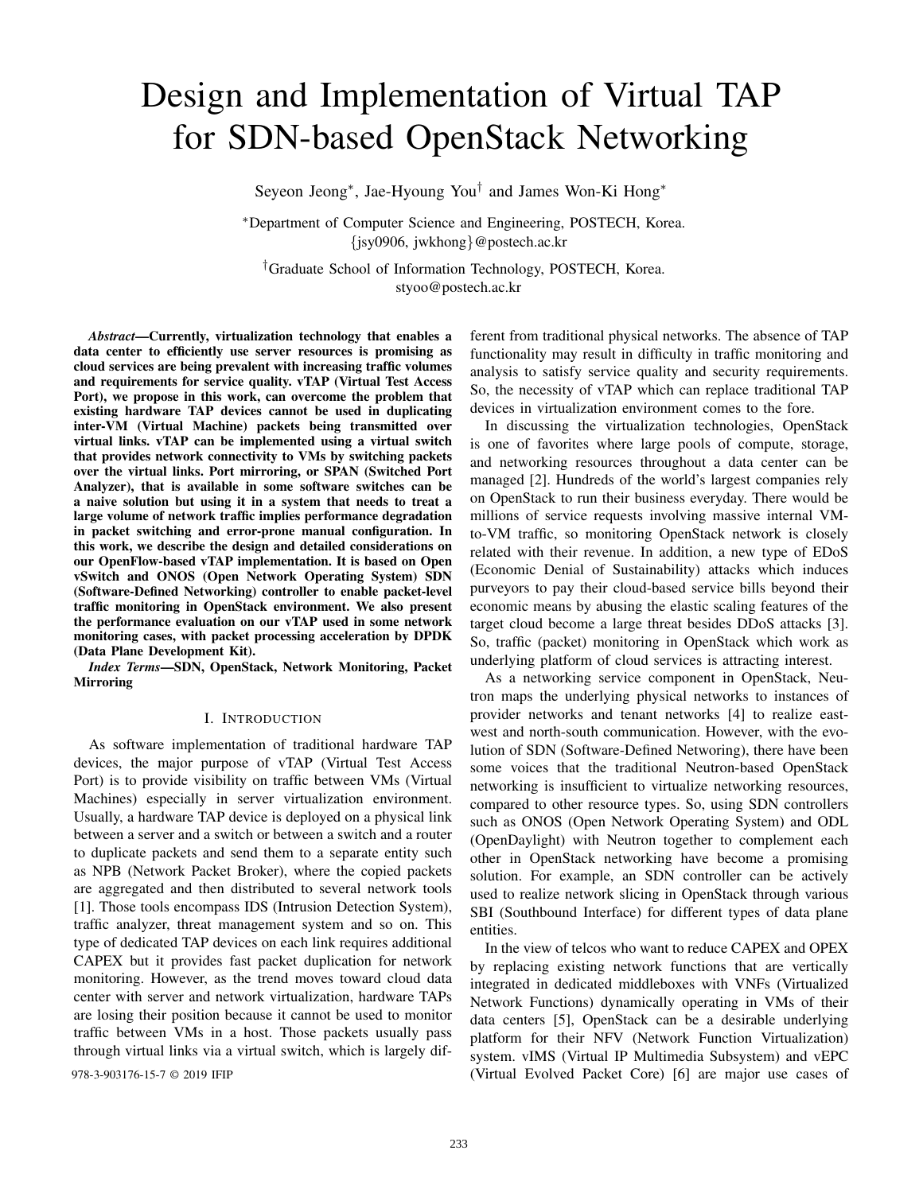# Design and Implementation of Virtual TAP for SDN-based OpenStack Networking

Seyeon Jeong*, Jae-Hyoung You† and James Won-Ki Hong*

*Department of Computer Science and Engineering, POSTECH, Korea.
{jsy0906, jwkhong}@postech.ac.kr

†Graduate School of Information Technology, POSTECH, Korea.
styoo@postech.ac.kr

***Abstract*—Currently, virtualization technology that enables a data center to efficiently use server resources is promising as cloud services are being prevalent with increasing traffic volumes and requirements for service quality. vTAP (Virtual Test Access Port), we propose in this work, can overcome the problem that existing hardware TAP devices cannot be used in duplicating inter-VM (Virtual Machine) packets being transmitted over virtual links. vTAP can be implemented using a virtual switch that provides network connectivity to VMs by switching packets over the virtual links. Port mirroring, or SPAN (Switched Port Analyzer), that is available in some software switches can be a naive solution but using it in a system that needs to treat a large volume of network traffic implies performance degradation in packet switching and error-prone manual configuration. In this work, we describe the design and detailed considerations on our OpenFlow-based vTAP implementation. It is based on Open vSwitch and ONOS (Open Network Operating System) SDN (Software-Defined Networking) controller to enable packet-level traffic monitoring in OpenStack environment. We also present the performance evaluation on our vTAP used in some network monitoring cases, with packet processing acceleration by DPDK (Data Plane Development Kit).**

***Index Terms*—SDN, OpenStack, Network Monitoring, Packet Mirroring**

## I. Introduction

As software implementation of traditional hardware TAP devices, the major purpose of vTAP (Virtual Test Access Port) is to provide visibility on traffic between VMs (Virtual Machines) especially in server virtualization environment. Usually, a hardware TAP device is deployed on a physical link between a server and a switch or between a switch and a router to duplicate packets and send them to a separate entity such as NPB (Network Packet Broker), where the copied packets are aggregated and then distributed to several network tools [1]. Those tools encompass IDS (Intrusion Detection System), traffic analyzer, threat management system and so on. This type of dedicated TAP devices on each link requires additional CAPEX but it provides fast packet duplication for network monitoring. However, as the trend moves toward cloud data center with server and network virtualization, hardware TAPs are losing their position because it cannot be used to monitor traffic between VMs in a host. Those packets usually pass through virtual links via a virtual switch, which is largely different from traditional physical networks. The absence of TAP functionality may result in difficulty in traffic monitoring and analysis to satisfy service quality and security requirements. So, the necessity of vTAP which can replace traditional TAP devices in virtualization environment comes to the fore.

In discussing the virtualization technologies, OpenStack is one of favorites where large pools of compute, storage, and networking resources throughout a data center can be managed [2]. Hundreds of the world's largest companies rely on OpenStack to run their business everyday. There would be millions of service requests involving massive internal VM-to-VM traffic, so monitoring OpenStack network is closely related with their revenue. In addition, a new type of EDoS (Economic Denial of Sustainability) attacks which induces purveyors to pay their cloud-based service bills beyond their economic means by abusing the elastic scaling features of the target cloud become a large threat besides DDoS attacks [3]. So, traffic (packet) monitoring in OpenStack which work as underlying platform of cloud services is attracting interest.

As a networking service component in OpenStack, Neutron maps the underlying physical networks to instances of provider networks and tenant networks [4] to realize east-west and north-south communication. However, with the evolution of SDN (Software-Defined Networing), there have been some voices that the traditional Neutron-based OpenStack networking is insufficient to virtualize networking resources, compared to other resource types. So, using SDN controllers such as ONOS (Open Network Operating System) and ODL (OpenDaylight) with Neutron together to complement each other in OpenStack networking have become a promising solution. For example, an SDN controller can be actively used to realize network slicing in OpenStack through various SBI (Southbound Interface) for different types of data plane entities.

In the view of telcos who want to reduce CAPEX and OPEX by replacing existing network functions that are vertically integrated in dedicated middleboxes with VNFs (Virtualized Network Functions) dynamically operating in VMs of their data centers [5], OpenStack can be a desirable underlying platform for their NFV (Network Function Virtualization) system. vIMS (Virtual IP Multimedia Subsystem) and vEPC (Virtual Evolved Packet Core) [6] are major use cases of

978-3-903176-15-7 © 2019 IFIP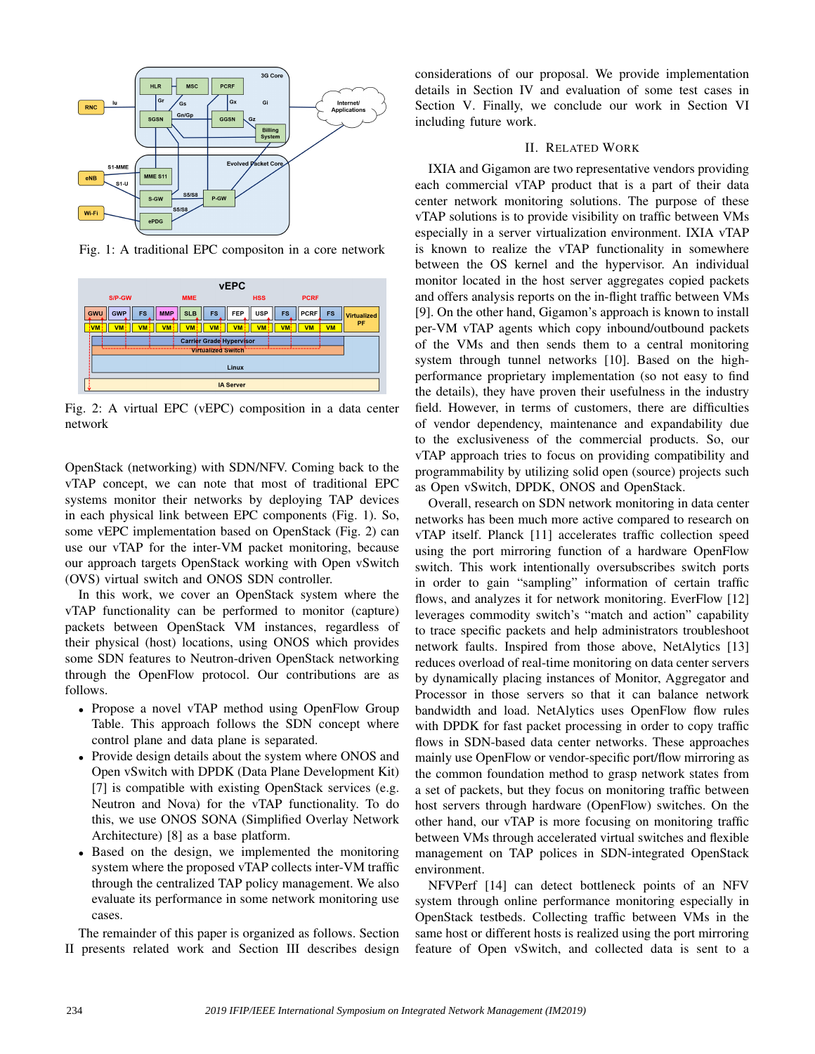Fig. 1: A traditional EPC compositon in a core network

Fig. 2: A virtual EPC (vEPC) composition in a data center network

OpenStack (networking) with SDN/NFV. Coming back to the vTAP concept, we can note that most of traditional EPC systems monitor their networks by deploying TAP devices in each physical link between EPC components (Fig. 1). So, some vEPC implementation based on OpenStack (Fig. 2) can use our vTAP for the inter-VM packet monitoring, because our approach targets OpenStack working with Open vSwitch (OVS) virtual switch and ONOS SDN controller.

In this work, we cover an OpenStack system where the vTAP functionality can be performed to monitor (capture) packets between OpenStack VM instances, regardless of their physical (host) locations, using ONOS which provides some SDN features to Neutron-driven OpenStack networking through the OpenFlow protocol. Our contributions are as follows.

- Propose a novel vTAP method using OpenFlow Group Table. This approach follows the SDN concept where control plane and data plane is separated.
- Provide design details about the system where ONOS and Open vSwitch with DPDK (Data Plane Development Kit) [7] is compatible with existing OpenStack services (e.g. Neutron and Nova) for the vTAP functionality. To do this, we use ONOS SONA (Simplified Overlay Network Architecture) [8] as a base platform.
- Based on the design, we implemented the monitoring system where the proposed vTAP collects inter-VM traffic through the centralized TAP policy management. We also evaluate its performance in some network monitoring use cases.

The remainder of this paper is organized as follows. Section II presents related work and Section III describes design considerations of our proposal. We provide implementation details in Section IV and evaluation of some test cases in Section V. Finally, we conclude our work in Section VI including future work.

## II. Related Work

IXIA and Gigamon are two representative vendors providing each commercial vTAP product that is a part of their data center network monitoring solutions. The purpose of these vTAP solutions is to provide visibility on traffic between VMs especially in a server virtualization environment. IXIA vTAP is known to realize the vTAP functionality in somewhere between the OS kernel and the hypervisor. An individual monitor located in the host server aggregates copied packets and offers analysis reports on the in-flight traffic between VMs [9]. On the other hand, Gigamon's approach is known to install per-VM vTAP agents which copy inbound/outbound packets of the VMs and then sends them to a central monitoring system through tunnel networks [10]. Based on the high-performance proprietary implementation (so not easy to find the details), they have proven their usefulness in the industry field. However, in terms of customers, there are difficulties of vendor dependency, maintenance and expandability due to the exclusiveness of the commercial products. So, our vTAP approach tries to focus on providing compatibility and programmability by utilizing solid open (source) projects such as Open vSwitch, DPDK, ONOS and OpenStack.

Overall, research on SDN network monitoring in data center networks has been much more active compared to research on vTAP itself. Planck [11] accelerates traffic collection speed using the port mirroring function of a hardware OpenFlow switch. This work intentionally oversubscribes switch ports in order to gain "sampling" information of certain traffic flows, and analyzes it for network monitoring. EverFlow [12] leverages commodity switch's "match and action" capability to trace specific packets and help administrators troubleshoot network faults. Inspired from those above, NetAlytics [13] reduces overload of real-time monitoring on data center servers by dynamically placing instances of Monitor, Aggregator and Processor in those servers so that it can balance network bandwidth and load. NetAlytics uses OpenFlow flow rules with DPDK for fast packet processing in order to copy traffic flows in SDN-based data center networks. These approaches mainly use OpenFlow or vendor-specific port/flow mirroring as the common foundation method to grasp network states from a set of packets, but they focus on monitoring traffic between host servers through hardware (OpenFlow) switches. On the other hand, our vTAP is more focusing on monitoring traffic between VMs through accelerated virtual switches and flexible management on TAP polices in SDN-integrated OpenStack environment.

NFVPerf [14] can detect bottleneck points of an NFV system through online performance monitoring especially in OpenStack testbeds. Collecting traffic between VMs in the same host or different hosts is realized using the port mirroring feature of Open vSwitch, and collected data is sent to a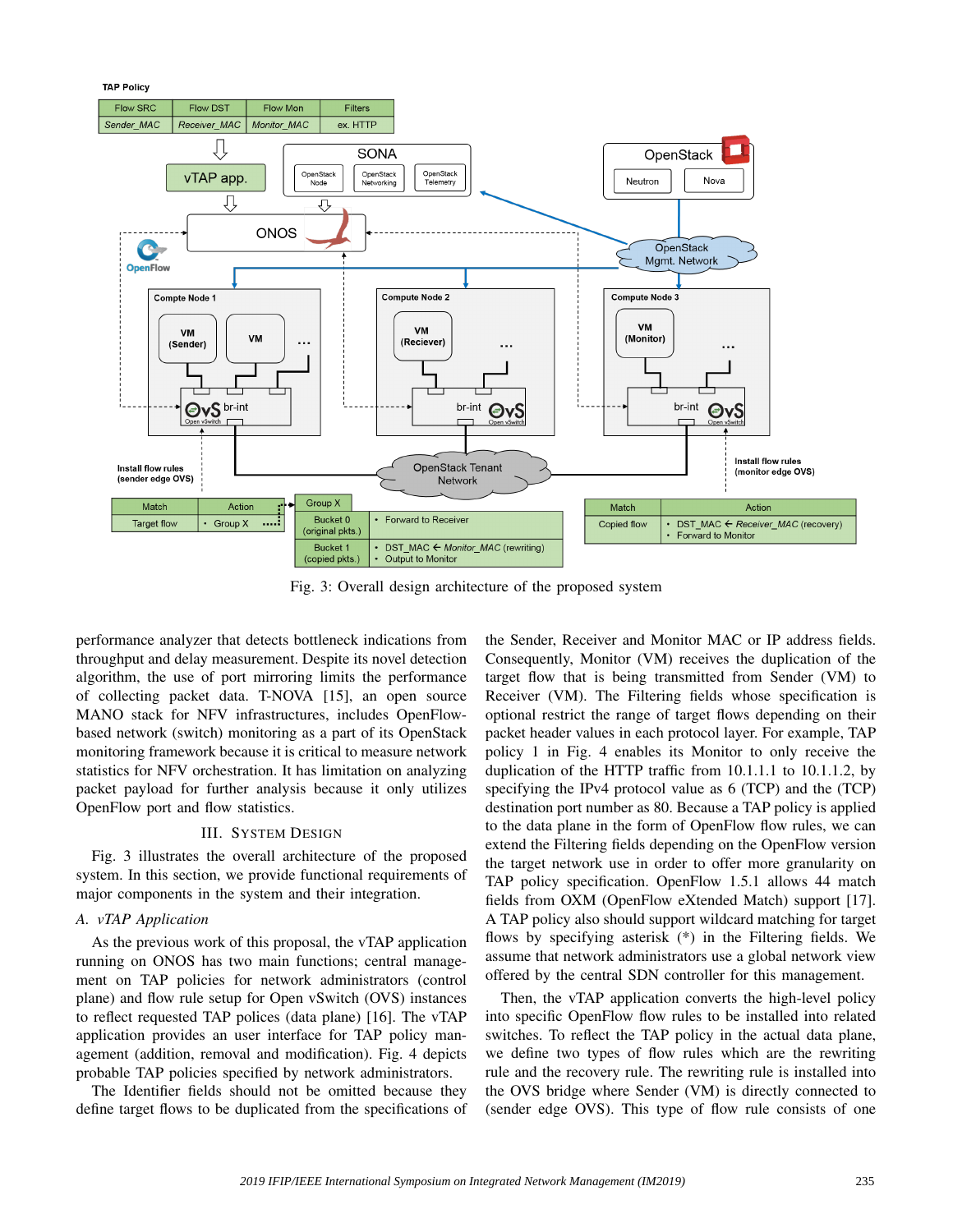Fig. 3: Overall design architecture of the proposed system

performance analyzer that detects bottleneck indications from throughput and delay measurement. Despite its novel detection algorithm, the use of port mirroring limits the performance of collecting packet data. T-NOVA [15], an open source MANO stack for NFV infrastructures, includes OpenFlow-based network (switch) monitoring as a part of its OpenStack monitoring framework because it is critical to measure network statistics for NFV orchestration. It has limitation on analyzing packet payload for further analysis because it only utilizes OpenFlow port and flow statistics.

## III. System Design

Fig. 3 illustrates the overall architecture of the proposed system. In this section, we provide functional requirements of major components in the system and their integration.

### A. vTAP Application

As the previous work of this proposal, the vTAP application running on ONOS has two main functions; central management on TAP policies for network administrators (control plane) and flow rule setup for Open vSwitch (OVS) instances to reflect requested TAP polices (data plane) [16]. The vTAP application provides an user interface for TAP policy management (addition, removal and modification). Fig. 4 depicts probable TAP policies specified by network administrators.

The Identifier fields should not be omitted because they define target flows to be duplicated from the specifications of the Sender, Receiver and Monitor MAC or IP address fields. Consequently, Monitor (VM) receives the duplication of the target flow that is being transmitted from Sender (VM) to Receiver (VM). The Filtering fields whose specification is optional restrict the range of target flows depending on their packet header values in each protocol layer. For example, TAP policy 1 in Fig. 4 enables its Monitor to only receive the duplication of the HTTP traffic from 10.1.1.1 to 10.1.1.2, by specifying the IPv4 protocol value as 6 (TCP) and the (TCP) destination port number as 80. Because a TAP policy is applied to the data plane in the form of OpenFlow flow rules, we can extend the Filtering fields depending on the OpenFlow version the target network use in order to offer more granularity on TAP policy specification. OpenFlow 1.5.1 allows 44 match fields from OXM (OpenFlow eXtended Match) support [17]. A TAP policy also should support wildcard matching for target flows by specifying asterisk (*) in the Filtering fields. We assume that network administrators use a global network view offered by the central SDN controller for this management.

Then, the vTAP application converts the high-level policy into specific OpenFlow flow rules to be installed into related switches. To reflect the TAP policy in the actual data plane, we define two types of flow rules which are the rewriting rule and the recovery rule. The rewriting rule is installed into the OVS bridge where Sender (VM) is directly connected to (sender edge OVS). This type of flow rule consists of one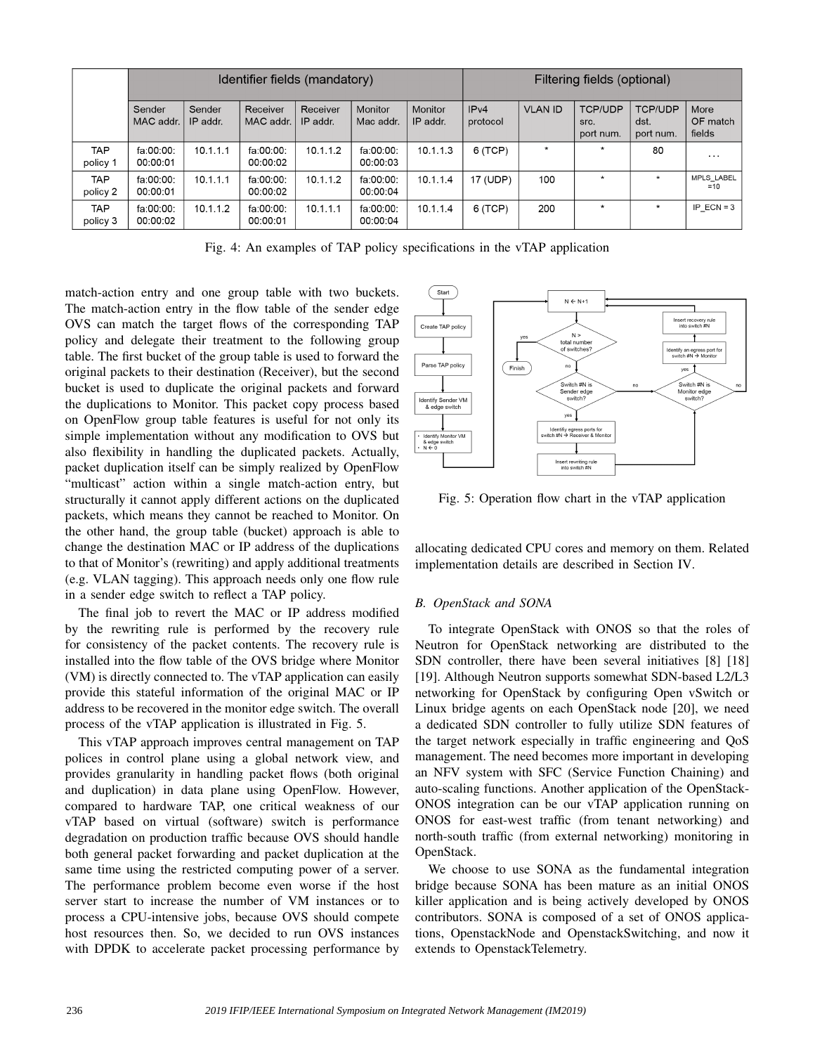|  | Identifier fields (mandatory) |  |  |  |  |  | Filtering fields (optional) |  |  |  |  |
| --- | --- | --- | --- | --- | --- | --- | --- | --- | --- | --- | --- |
|  | Sender MAC addr. | Sender IP addr. | Receiver MAC addr. | Receiver IP addr. | Monitor Mac addr. | Monitor IP addr. | IPv4 protocol | VLAN ID | TCP/UDP src. port num. | TCP/UDP dst. port num. | More OF match fields |
| TAP policy 1 | fa:00:00:00:00:01 | 10.1.1.1 | fa:00:00:00:00:02 | 10.1.1.2 | fa:00:00:00:00:03 | 10.1.1.3 | 6 (TCP) | * | * | 80 | ... |
| TAP policy 2 | fa:00:00:00:00:01 | 10.1.1.1 | fa:00:00:00:00:02 | 10.1.1.2 | fa:00:00:00:00:04 | 10.1.1.4 | 17 (UDP) | 100 | * | * | MPLS_LABEL =10 |
| TAP policy 3 | fa:00:00:00:00:02 | 10.1.1.2 | fa:00:00:00:00:01 | 10.1.1.1 | fa:00:00:00:00:04 | 10.1.1.4 | 6 (TCP) | 200 | * | * | IP_ECN = 3 |

Fig. 4: An examples of TAP policy specifications in the vTAP application

match-action entry and one group table with two buckets. The match-action entry in the flow table of the sender edge OVS can match the target flows of the corresponding TAP policy and delegate their treatment to the following group table. The first bucket of the group table is used to forward the original packets to their destination (Receiver), but the second bucket is used to duplicate the original packets and forward the duplications to Monitor. This packet copy process based on OpenFlow group table features is useful for not only its simple implementation without any modification to OVS but also flexibility in handling the duplicated packets. Actually, packet duplication itself can be simply realized by OpenFlow "multicast" action within a single match-action entry, but structurally it cannot apply different actions on the duplicated packets, which means they cannot be reached to Monitor. On the other hand, the group table (bucket) approach is able to change the destination MAC or IP address of the duplications to that of Monitor's (rewriting) and apply additional treatments (e.g. VLAN tagging). This approach needs only one flow rule in a sender edge switch to reflect a TAP policy.

The final job to revert the MAC or IP address modified by the rewriting rule is performed by the recovery rule for consistency of the packet contents. The recovery rule is installed into the flow table of the OVS bridge where Monitor (VM) is directly connected to. The vTAP application can easily provide this stateful information of the original MAC or IP address to be recovered in the monitor edge switch. The overall process of the vTAP application is illustrated in Fig. 5.

This vTAP approach improves central management on TAP polices in control plane using a global network view, and provides granularity in handling packet flows (both original and duplication) in data plane using OpenFlow. However, compared to hardware TAP, one critical weakness of our vTAP based on virtual (software) switch is performance degradation on production traffic because OVS should handle both general packet forwarding and packet duplication at the same time using the restricted computing power of a server. The performance problem become even worse if the host server start to increase the number of VM instances or to process a CPU-intensive jobs, because OVS should compete host resources then. So, we decided to run OVS instances with DPDK to accelerate packet processing performance by allocating dedicated CPU cores and memory on them. Related implementation details are described in Section IV.

Fig. 5: Operation flow chart in the vTAP application

### B. OpenStack and SONA

To integrate OpenStack with ONOS so that the roles of Neutron for OpenStack networking are distributed to the SDN controller, there have been several initiatives [8] [18] [19]. Although Neutron supports somewhat SDN-based L2/L3 networking for OpenStack by configuring Open vSwitch or Linux bridge agents on each OpenStack node [20], we need a dedicated SDN controller to fully utilize SDN features of the target network especially in traffic engineering and QoS management. The need becomes more important in developing an NFV system with SFC (Service Function Chaining) and auto-scaling functions. Another application of the OpenStack-ONOS integration can be our vTAP application running on ONOS for east-west traffic (from tenant networking) and north-south traffic (from external networking) monitoring in OpenStack.

We choose to use SONA as the fundamental integration bridge because SONA has been mature as an initial ONOS killer application and is being actively developed by ONOS contributors. SONA is composed of a set of ONOS applications, OpenstackNode and OpenstackSwitching, and now it extends to OpenstackTelemetry.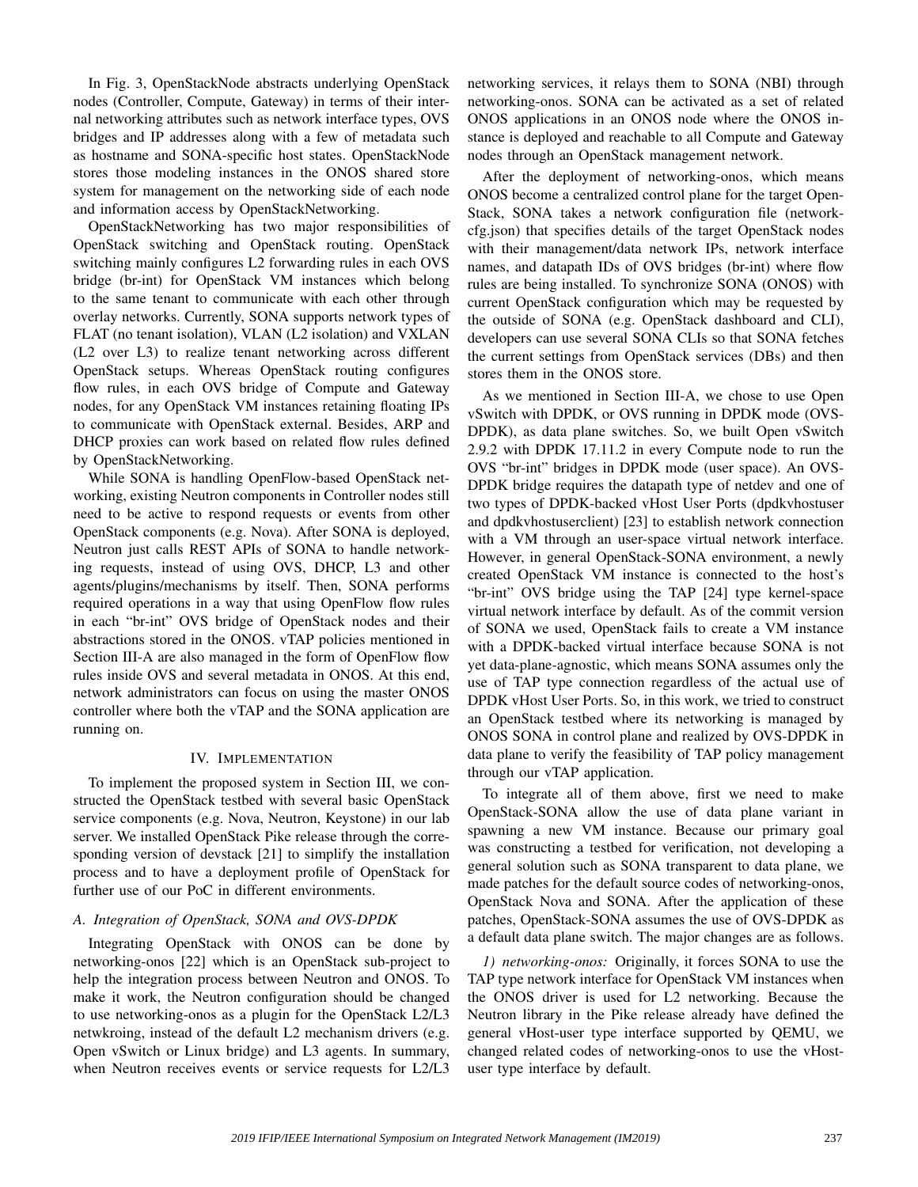In Fig. 3, OpenStackNode abstracts underlying OpenStack nodes (Controller, Compute, Gateway) in terms of their internal networking attributes such as network interface types, OVS bridges and IP addresses along with a few of metadata such as hostname and SONA-specific host states. OpenStackNode stores those modeling instances in the ONOS shared store system for management on the networking side of each node and information access by OpenStackNetworking.

OpenStackNetworking has two major responsibilities of OpenStack switching and OpenStack routing. OpenStack switching mainly configures L2 forwarding rules in each OVS bridge (br-int) for OpenStack VM instances which belong to the same tenant to communicate with each other through overlay networks. Currently, SONA supports network types of FLAT (no tenant isolation), VLAN (L2 isolation) and VXLAN (L2 over L3) to realize tenant networking across different OpenStack setups. Whereas OpenStack routing configures flow rules, in each OVS bridge of Compute and Gateway nodes, for any OpenStack VM instances retaining floating IPs to communicate with OpenStack external. Besides, ARP and DHCP proxies can work based on related flow rules defined by OpenStackNetworking.

While SONA is handling OpenFlow-based OpenStack networking, existing Neutron components in Controller nodes still need to be active to respond requests or events from other OpenStack components (e.g. Nova). After SONA is deployed, Neutron just calls REST APIs of SONA to handle networking requests, instead of using OVS, DHCP, L3 and other agents/plugins/mechanisms by itself. Then, SONA performs required operations in a way that using OpenFlow flow rules in each "br-int" OVS bridge of OpenStack nodes and their abstractions stored in the ONOS. vTAP policies mentioned in Section III-A are also managed in the form of OpenFlow flow rules inside OVS and several metadata in ONOS. At this end, network administrators can focus on using the master ONOS controller where both the vTAP and the SONA application are running on.

## IV. Implementation

To implement the proposed system in Section III, we constructed the OpenStack testbed with several basic OpenStack service components (e.g. Nova, Neutron, Keystone) in our lab server. We installed OpenStack Pike release through the corresponding version of devstack [21] to simplify the installation process and to have a deployment profile of OpenStack for further use of our PoC in different environments.

### A. Integration of OpenStack, SONA and OVS-DPDK

Integrating OpenStack with ONOS can be done by networking-onos [22] which is an OpenStack sub-project to help the integration process between Neutron and ONOS. To make it work, the Neutron configuration should be changed to use networking-onos as a plugin for the OpenStack L2/L3 netwkroing, instead of the default L2 mechanism drivers (e.g. Open vSwitch or Linux bridge) and L3 agents. In summary, when Neutron receives events or service requests for L2/L3 networking services, it relays them to SONA (NBI) through networking-onos. SONA can be activated as a set of related ONOS applications in an ONOS node where the ONOS instance is deployed and reachable to all Compute and Gateway nodes through an OpenStack management network.

After the deployment of networking-onos, which means ONOS become a centralized control plane for the target OpenStack, SONA takes a network configuration file (network-cfg.json) that specifies details of the target OpenStack nodes with their management/data network IPs, network interface names, and datapath IDs of OVS bridges (br-int) where flow rules are being installed. To synchronize SONA (ONOS) with current OpenStack configuration which may be requested by the outside of SONA (e.g. OpenStack dashboard and CLI), developers can use several SONA CLIs so that SONA fetches the current settings from OpenStack services (DBs) and then stores them in the ONOS store.

As we mentioned in Section III-A, we chose to use Open vSwitch with DPDK, or OVS running in DPDK mode (OVS-DPDK), as data plane switches. So, we built Open vSwitch 2.9.2 with DPDK 17.11.2 in every Compute node to run the OVS "br-int" bridges in DPDK mode (user space). An OVS-DPDK bridge requires the datapath type of netdev and one of two types of DPDK-backed vHost User Ports (dpdkvhostuser and dpdkvhostuserclient) [23] to establish network connection with a VM through an user-space virtual network interface. However, in general OpenStack-SONA environment, a newly created OpenStack VM instance is connected to the host's "br-int" OVS bridge using the TAP [24] type kernel-space virtual network interface by default. As of the commit version of SONA we used, OpenStack fails to create a VM instance with a DPDK-backed virtual interface because SONA is not yet data-plane-agnostic, which means SONA assumes only the use of TAP type connection regardless of the actual use of DPDK vHost User Ports. So, in this work, we tried to construct an OpenStack testbed where its networking is managed by ONOS SONA in control plane and realized by OVS-DPDK in data plane to verify the feasibility of TAP policy management through our vTAP application.

To integrate all of them above, first we need to make OpenStack-SONA allow the use of data plane variant in spawning a new VM instance. Because our primary goal was constructing a testbed for verification, not developing a general solution such as SONA transparent to data plane, we made patches for the default source codes of networking-onos, OpenStack Nova and SONA. After the application of these patches, OpenStack-SONA assumes the use of OVS-DPDK as a default data plane switch. The major changes are as follows.

*1) networking-onos:* Originally, it forces SONA to use the TAP type network interface for OpenStack VM instances when the ONOS driver is used for L2 networking. Because the Neutron library in the Pike release already have defined the general vHost-user type interface supported by QEMU, we changed related codes of networking-onos to use the vHost-user type interface by default.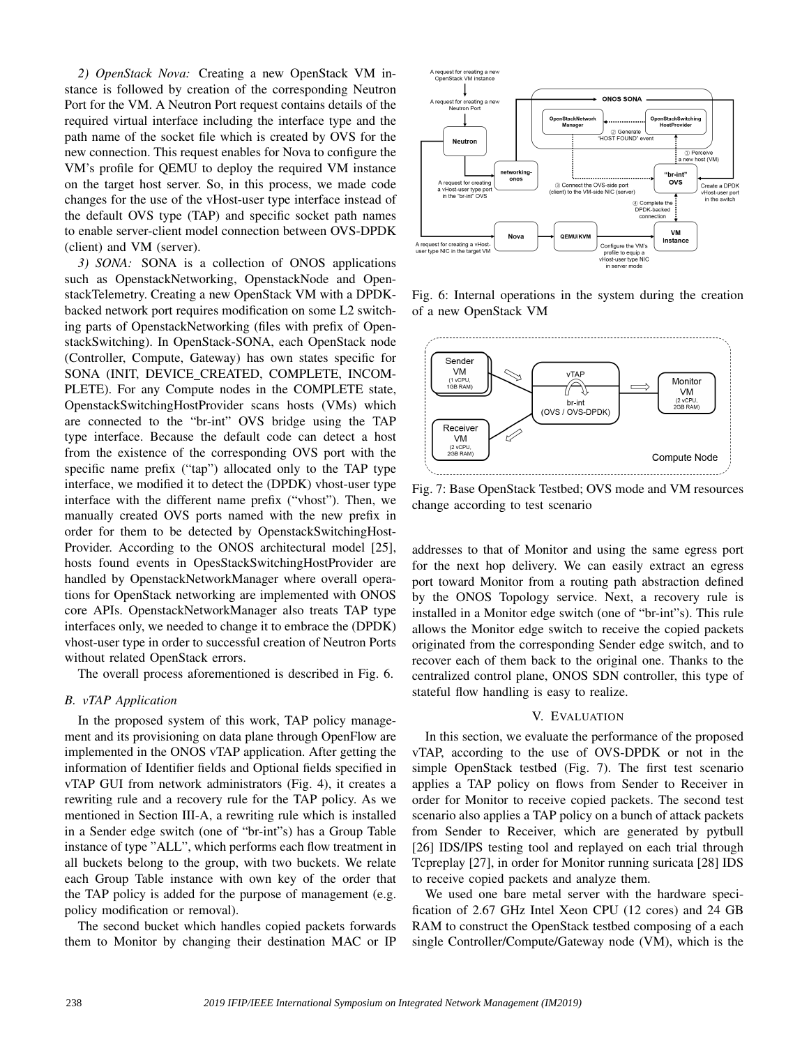*2) OpenStack Nova:* Creating a new OpenStack VM instance is followed by creation of the corresponding Neutron Port for the VM. A Neutron Port request contains details of the required virtual interface including the interface type and the path name of the socket file which is created by OVS for the new connection. This request enables for Nova to configure the VM's profile for QEMU to deploy the required VM instance on the target host server. So, in this process, we made code changes for the use of the vHost-user type interface instead of the default OVS type (TAP) and specific socket path names to enable server-client model connection between OVS-DPDK (client) and VM (server).

*3) SONA:* SONA is a collection of ONOS applications such as OpenstackNetworking, OpenstackNode and OpenstackTelemetry. Creating a new OpenStack VM with a DPDK-backed network port requires modification on some L2 switching parts of OpenstackNetworking (files with prefix of OpenstackSwitching). In OpenStack-SONA, each OpenStack node (Controller, Compute, Gateway) has own states specific for SONA (INIT, DEVICE_CREATED, COMPLETE, INCOMPLETE). For any Compute nodes in the COMPLETE state, OpenstackSwitchingHostProvider scans hosts (VMs) which are connected to the "br-int" OVS bridge using the TAP type interface. Because the default code can detect a host from the existence of the corresponding OVS port with the specific name prefix ("tap") allocated only to the TAP type interface, we modified it to detect the (DPDK) vhost-user type interface with the different name prefix ("vhost"). Then, we manually created OVS ports named with the new prefix in order for them to be detected by OpenstackSwitchingHostProvider. According to the ONOS architectural model [25], hosts found events in OpesStackSwitchingHostProvider are handled by OpenstackNetworkManager where overall operations for OpenStack networking are implemented with ONOS core APIs. OpenstackNetworkManager also treats TAP type interfaces only, we needed to change it to embrace the (DPDK) vhost-user type in order to successful creation of Neutron Ports without related OpenStack errors.

The overall process aforementioned is described in Fig. 6.

### B. vTAP Application

In the proposed system of this work, TAP policy management and its provisioning on data plane through OpenFlow are implemented in the ONOS vTAP application. After getting the information of Identifier fields and Optional fields specified in vTAP GUI from network administrators (Fig. 4), it creates a rewriting rule and a recovery rule for the TAP policy. As we mentioned in Section III-A, a rewriting rule which is installed in a Sender edge switch (one of "br-int"s) has a Group Table instance of type "ALL", which performs each flow treatment in all buckets belong to the group, with two buckets. We relate each Group Table instance with own key of the order that the TAP policy is added for the purpose of management (e.g. policy modification or removal).

The second bucket which handles copied packets forwards them to Monitor by changing their destination MAC or IP addresses to that of Monitor and using the same egress port for the next hop delivery. We can easily extract an egress port toward Monitor from a routing path abstraction defined by the ONOS Topology service. Next, a recovery rule is installed in a Monitor edge switch (one of "br-int"s). This rule allows the Monitor edge switch to receive the copied packets originated from the corresponding Sender edge switch, and to recover each of them back to the original one. Thanks to the centralized control plane, ONOS SDN controller, this type of stateful flow handling is easy to realize.

Fig. 6: Internal operations in the system during the creation of a new OpenStack VM

Fig. 7: Base OpenStack Testbed; OVS mode and VM resources change according to test scenario

## V. Evaluation

In this section, we evaluate the performance of the proposed vTAP, according to the use of OVS-DPDK or not in the simple OpenStack testbed (Fig. 7). The first test scenario applies a TAP policy on flows from Sender to Receiver in order for Monitor to receive copied packets. The second test scenario also applies a TAP policy on a bunch of attack packets from Sender to Receiver, which are generated by pytbull [26] IDS/IPS testing tool and replayed on each trial through Tcpreplay [27], in order for Monitor running suricata [28] IDS to receive copied packets and analyze them.

We used one bare metal server with the hardware specification of 2.67 GHz Intel Xeon CPU (12 cores) and 24 GB RAM to construct the OpenStack testbed composing of a each single Controller/Compute/Gateway node (VM), which is the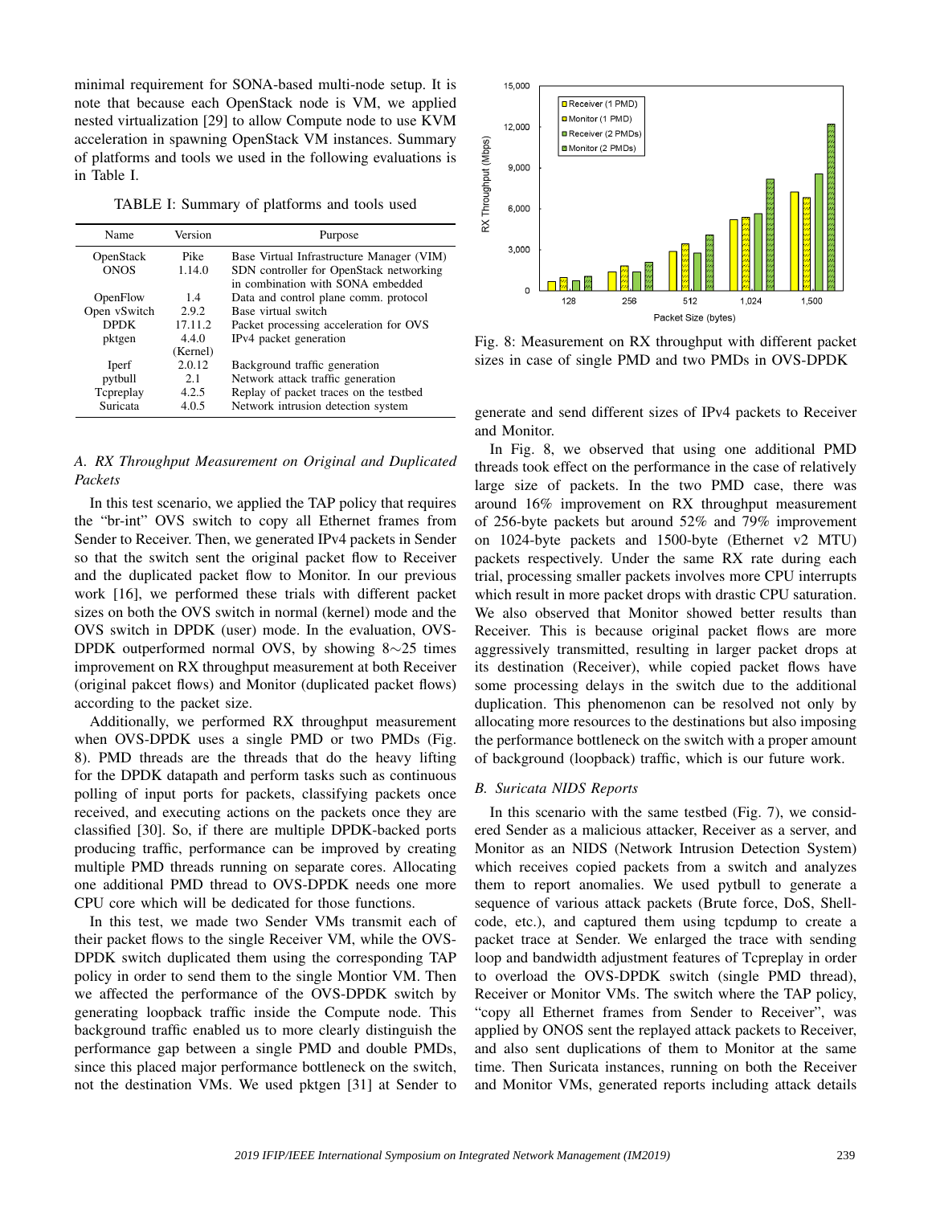minimal requirement for SONA-based multi-node setup. It is note that because each OpenStack node is VM, we applied nested virtualization [29] to allow Compute node to use KVM acceleration in spawning OpenStack VM instances. Summary of platforms and tools we used in the following evaluations is in Table I.

TABLE I: Summary of platforms and tools used

| Name | Version | Purpose |
|---|---|---|
| OpenStack | Pike | Base Virtual Infrastructure Manager (VIM) |
| ONOS | 1.14.0 | SDN controller for OpenStack networking in combination with SONA embedded |
| OpenFlow | 1.4 | Data and control plane comm. protocol |
| Open vSwitch | 2.9.2 | Base virtual switch |
| DPDK | 17.11.2 | Packet processing acceleration for OVS |
| pktgen | 4.4.0 (Kernel) | IPv4 packet generation |
| Iperf | 2.0.12 | Background traffic generation |
| pytbull | 2.1 | Network attack traffic generation |
| Tcpreplay | 4.2.5 | Replay of packet traces on the testbed |
| Suricata | 4.0.5 | Network intrusion detection system |

### A. RX Throughput Measurement on Original and Duplicated Packets

In this test scenario, we applied the TAP policy that requires the "br-int" OVS switch to copy all Ethernet frames from Sender to Receiver. Then, we generated IPv4 packets in Sender so that the switch sent the original packet flow to Receiver and the duplicated packet flow to Monitor. In our previous work [16], we performed these trials with different packet sizes on both the OVS switch in normal (kernel) mode and the OVS switch in DPDK (user) mode. In the evaluation, OVS-DPDK outperformed normal OVS, by showing 8∼25 times improvement on RX throughput measurement at both Receiver (original pakcet flows) and Monitor (duplicated packet flows) according to the packet size.

Additionally, we performed RX throughput measurement when OVS-DPDK uses a single PMD or two PMDs (Fig. 8). PMD threads are the threads that do the heavy lifting for the DPDK datapath and perform tasks such as continuous polling of input ports for packets, classifying packets once received, and executing actions on the packets once they are classified [30]. So, if there are multiple DPDK-backed ports producing traffic, performance can be improved by creating multiple PMD threads running on separate cores. Allocating one additional PMD thread to OVS-DPDK needs one more CPU core which will be dedicated for those functions.

In this test, we made two Sender VMs transmit each of their packet flows to the single Receiver VM, while the OVS-DPDK switch duplicated them using the corresponding TAP policy in order to send them to the single Montior VM. Then we affected the performance of the OVS-DPDK switch by generating loopback traffic inside the Compute node. This background traffic enabled us to more clearly distinguish the performance gap between a single PMD and double PMDs, since this placed major performance bottleneck on the switch, not the destination VMs. We used pktgen [31] at Sender to generate and send different sizes of IPv4 packets to Receiver and Monitor.

Fig. 8: Measurement on RX throughput with different packet sizes in case of single PMD and two PMDs in OVS-DPDK

In Fig. 8, we observed that using one additional PMD threads took effect on the performance in the case of relatively large size of packets. In the two PMD case, there was around 16% improvement on RX throughput measurement of 256-byte packets but around 52% and 79% improvement on 1024-byte packets and 1500-byte (Ethernet v2 MTU) packets respectively. Under the same RX rate during each trial, processing smaller packets involves more CPU interrupts which result in more packet drops with drastic CPU saturation. We also observed that Monitor showed better results than Receiver. This is because original packet flows are more aggressively transmitted, resulting in larger packet drops at its destination (Receiver), while copied packet flows have some processing delays in the switch due to the additional duplication. This phenomenon can be resolved not only by allocating more resources to the destinations but also imposing the performance bottleneck on the switch with a proper amount of background (loopback) traffic, which is our future work.

### B. Suricata NIDS Reports

In this scenario with the same testbed (Fig. 7), we considered Sender as a malicious attacker, Receiver as a server, and Monitor as an NIDS (Network Intrusion Detection System) which receives copied packets from a switch and analyzes them to report anomalies. We used pytbull to generate a sequence of various attack packets (Brute force, DoS, Shellcode, etc.), and captured them using tcpdump to create a packet trace at Sender. We enlarged the trace with sending loop and bandwidth adjustment features of Tcpreplay in order to overload the OVS-DPDK switch (single PMD thread), Receiver or Monitor VMs. The switch where the TAP policy, "copy all Ethernet frames from Sender to Receiver", was applied by ONOS sent the replayed attack packets to Receiver, and also sent duplications of them to Monitor at the same time. Then Suricata instances, running on both the Receiver and Monitor VMs, generated reports including attack details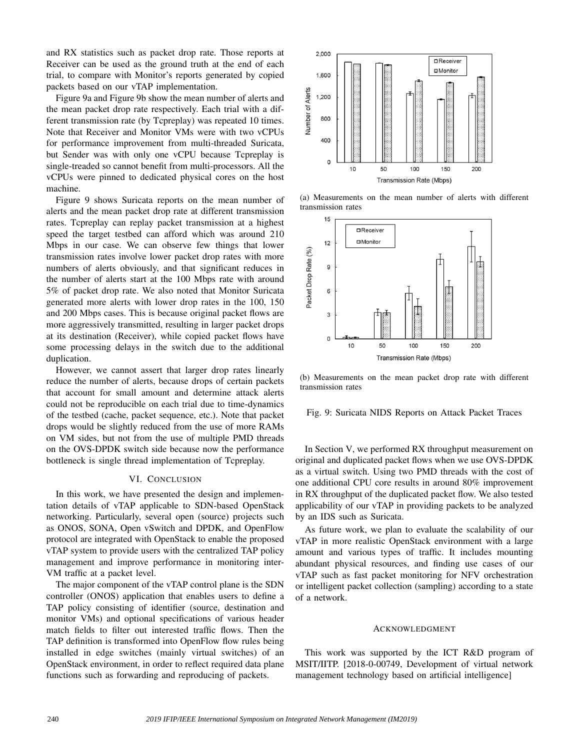and RX statistics such as packet drop rate. Those reports at Receiver can be used as the ground truth at the end of each trial, to compare with Monitor's reports generated by copied packets based on our vTAP implementation.

Figure 9a and Figure 9b show the mean number of alerts and the mean packet drop rate respectively. Each trial with a different transmission rate (by Tcpreplay) was repeated 10 times. Note that Receiver and Monitor VMs were with two vCPUs for performance improvement from multi-threaded Suricata, but Sender was with only one vCPU because Tcpreplay is single-treaded so cannot benefit from multi-processors. All the vCPUs were pinned to dedicated physical cores on the host machine.

Figure 9 shows Suricata reports on the mean number of alerts and the mean packet drop rate at different transmission rates. Tcpreplay can replay packet transmission at a highest speed the target testbed can afford which was around 210 Mbps in our case. We can observe few things that lower transmission rates involve lower packet drop rates with more numbers of alerts obviously, and that significant reduces in the number of alerts start at the 100 Mbps rate with around 5% of packet drop rate. We also noted that Monitor Suricata generated more alerts with lower drop rates in the 100, 150 and 200 Mbps cases. This is because original packet flows are more aggressively transmitted, resulting in larger packet drops at its destination (Receiver), while copied packet flows have some processing delays in the switch due to the additional duplication.

However, we cannot assert that larger drop rates linearly reduce the number of alerts, because drops of certain packets that account for small amount and determine attack alerts could not be reproducible on each trial due to time-dynamics of the testbed (cache, packet sequence, etc.). Note that packet drops would be slightly reduced from the use of more RAMs on VM sides, but not from the use of multiple PMD threads on the OVS-DPDK switch side because now the performance bottleneck is single thread implementation of Tcpreplay.

(a) Measurements on the mean number of alerts with different transmission rates

(b) Measurements on the mean packet drop rate with different transmission rates

Fig. 9: Suricata NIDS Reports on Attack Packet Traces

## VI. Conclusion

In this work, we have presented the design and implementation details of vTAP applicable to SDN-based OpenStack networking. Particularly, several open (source) projects such as ONOS, SONA, Open vSwitch and DPDK, and OpenFlow protocol are integrated with OpenStack to enable the proposed vTAP system to provide users with the centralized TAP policy management and improve performance in monitoring inter-VM traffic at a packet level.

The major component of the vTAP control plane is the SDN controller (ONOS) application that enables users to define a TAP policy consisting of identifier (source, destination and monitor VMs) and optional specifications of various header match fields to filter out interested traffic flows. Then the TAP definition is transformed into OpenFlow flow rules being installed in edge switches (mainly virtual switches) of an OpenStack environment, in order to reflect required data plane functions such as forwarding and reproducing of packets.

In Section V, we performed RX throughput measurement on original and duplicated packet flows when we use OVS-DPDK as a virtual switch. Using two PMD threads with the cost of one additional CPU core results in around 80% improvement in RX throughput of the duplicated packet flow. We also tested applicability of our vTAP in providing packets to be analyzed by an IDS such as Suricata.

As future work, we plan to evaluate the scalability of our vTAP in more realistic OpenStack environment with a large amount and various types of traffic. It includes mounting abundant physical resources, and finding use cases of our vTAP such as fast packet monitoring for NFV orchestration or intelligent packet collection (sampling) according to a state of a network.

## Acknowledgment

This work was supported by the ICT R&D program of MSIT/IITP. [2018-0-00749, Development of virtual network management technology based on artificial intelligence]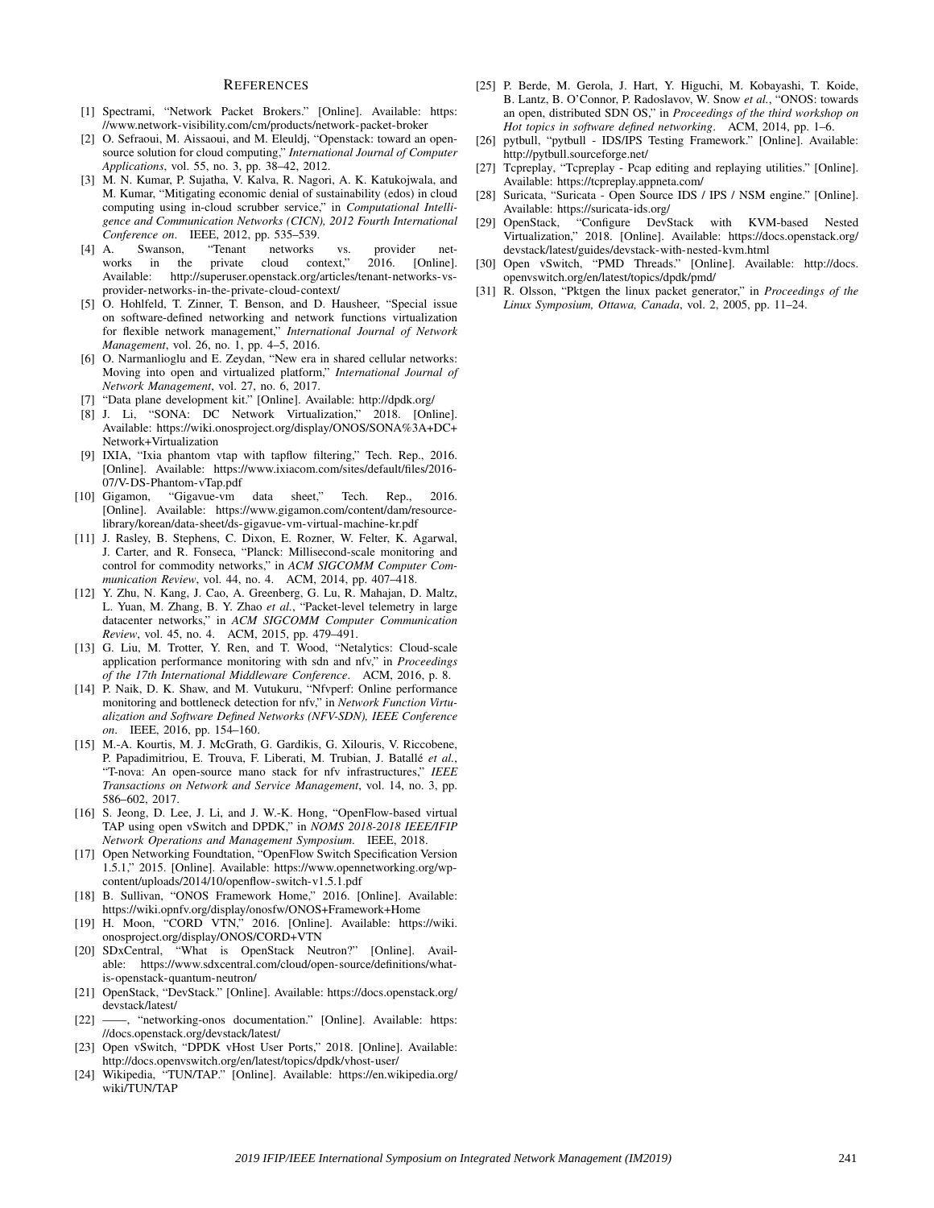## REFERENCES

[1] Spectrami, "Network Packet Brokers." [Online]. Available: https://www.network-visibility.com/cm/products/network-packet-broker

[2] O. Sefraoui, M. Aissaoui, and M. Eleuldj, "Openstack: toward an open-source solution for cloud computing," *International Journal of Computer Applications*, vol. 55, no. 3, pp. 38–42, 2012.

[3] M. N. Kumar, P. Sujatha, V. Kalva, R. Nagori, A. K. Katukojwala, and M. Kumar, "Mitigating economic denial of sustainability (edos) in cloud computing using in-cloud scrubber service," in *Computational Intelligence and Communication Networks (CICN), 2012 Fourth International Conference on*. IEEE, 2012, pp. 535–539.

[4] A. Swanson, "Tenant networks vs. provider networks in the private cloud context," 2016. [Online]. Available: http://superuser.openstack.org/articles/tenant-networks-vs-provider-networks-in-the-private-cloud-context/

[5] O. Hohlfeld, T. Zinner, T. Benson, and D. Hausheer, "Special issue on software-defined networking and network functions virtualization for flexible network management," *International Journal of Network Management*, vol. 26, no. 1, pp. 4–5, 2016.

[6] O. Narmanlioglu and E. Zeydan, "New era in shared cellular networks: Moving into open and virtualized platform," *International Journal of Network Management*, vol. 27, no. 6, 2017.

[7] "Data plane development kit." [Online]. Available: http://dpdk.org/

[8] J. Li, "SONA: DC Network Virtualization," 2018. [Online]. Available: https://wiki.onosproject.org/display/ONOS/SONA%3A+DC+Network+Virtualization

[9] IXIA, "Ixia phantom vtap with tapflow filtering," Tech. Rep., 2016. [Online]. Available: https://www.ixiacom.com/sites/default/files/2016-07/V-DS-Phantom-vTap.pdf

[10] Gigamon, "Gigavue-vm data sheet," Tech. Rep., 2016. [Online]. Available: https://www.gigamon.com/content/dam/resource-library/korean/data-sheet/ds-gigavue-vm-virtual-machine-kr.pdf

[11] J. Rasley, B. Stephens, C. Dixon, E. Rozner, W. Felter, K. Agarwal, J. Carter, and R. Fonseca, "Planck: Millisecond-scale monitoring and control for commodity networks," in *ACM SIGCOMM Computer Communication Review*, vol. 44, no. 4. ACM, 2014, pp. 407–418.

[12] Y. Zhu, N. Kang, J. Cao, A. Greenberg, G. Lu, R. Mahajan, D. Maltz, L. Yuan, M. Zhang, B. Y. Zhao *et al.*, "Packet-level telemetry in large datacenter networks," in *ACM SIGCOMM Computer Communication Review*, vol. 45, no. 4. ACM, 2015, pp. 479–491.

[13] G. Liu, M. Trotter, Y. Ren, and T. Wood, "Netalytics: Cloud-scale application performance monitoring with sdn and nfv," in *Proceedings of the 17th International Middleware Conference*. ACM, 2016, p. 8.

[14] P. Naik, D. K. Shaw, and M. Vutukuru, "Nfvperf: Online performance monitoring and bottleneck detection for nfv," in *Network Function Virtualization and Software Defined Networks (NFV-SDN), IEEE Conference on*. IEEE, 2016, pp. 154–160.

[15] M.-A. Kourtis, M. J. McGrath, G. Gardikis, G. Xilouris, V. Riccobene, P. Papadimitriou, E. Trouva, F. Liberati, M. Trubian, J. Batallé *et al.*, "T-nova: An open-source mano stack for nfv infrastructures," *IEEE Transactions on Network and Service Management*, vol. 14, no. 3, pp. 586–602, 2017.

[16] S. Jeong, D. Lee, J. Li, and J. W.-K. Hong, "OpenFlow-based virtual TAP using open vSwitch and DPDK," in *NOMS 2018-2018 IEEE/IFIP Network Operations and Management Symposium*. IEEE, 2018.

[17] Open Networking Foundtation, "OpenFlow Switch Specification Version 1.5.1," 2015. [Online]. Available: https://www.opennetworking.org/wp-content/uploads/2014/10/openflow-switch-v1.5.1.pdf

[18] B. Sullivan, "ONOS Framework Home," 2016. [Online]. Available: https://wiki.opnfv.org/display/onosfw/ONOS+Framework+Home

[19] H. Moon, "CORD VTN," 2016. [Online]. Available: https://wiki.onosproject.org/display/ONOS/CORD+VTN

[20] SDxCentral, "What is OpenStack Neutron?" [Online]. Available: https://www.sdxcentral.com/cloud/open-source/definitions/what-is-openstack-quantum-neutron/

[21] OpenStack, "DevStack." [Online]. Available: https://docs.openstack.org/devstack/latest/

[22] ——, "networking-onos documentation." [Online]. Available: https://docs.openstack.org/devstack/latest/

[23] Open vSwitch, "DPDK vHost User Ports," 2018. [Online]. Available: http://docs.openvswitch.org/en/latest/topics/dpdk/vhost-user/

[24] Wikipedia, "TUN/TAP." [Online]. Available: https://en.wikipedia.org/wiki/TUN/TAP

[25] P. Berde, M. Gerola, J. Hart, Y. Higuchi, M. Kobayashi, T. Koide, B. Lantz, B. O'Connor, P. Radoslavov, W. Snow *et al.*, "ONOS: towards an open, distributed SDN OS," in *Proceedings of the third workshop on Hot topics in software defined networking*. ACM, 2014, pp. 1–6.

[26] pytbull, "pytbull - IDS/IPS Testing Framework." [Online]. Available: http://pytbull.sourceforge.net/

[27] Tcpreplay, "Tcpreplay - Pcap editing and replaying utilities." [Online]. Available: https://tcpreplay.appneta.com/

[28] Suricata, "Suricata - Open Source IDS / IPS / NSM engine." [Online]. Available: https://suricata-ids.org/

[29] OpenStack, "Configure DevStack with KVM-based Nested Virtualization," 2018. [Online]. Available: https://docs.openstack.org/devstack/latest/guides/devstack-with-nested-kvm.html

[30] Open vSwitch, "PMD Threads." [Online]. Available: http://docs.openvswitch.org/en/latest/topics/dpdk/pmd/

[31] R. Olsson, "Pktgen the linux packet generator," in *Proceedings of the Linux Symposium, Ottawa, Canada*, vol. 2, 2005, pp. 11–24.